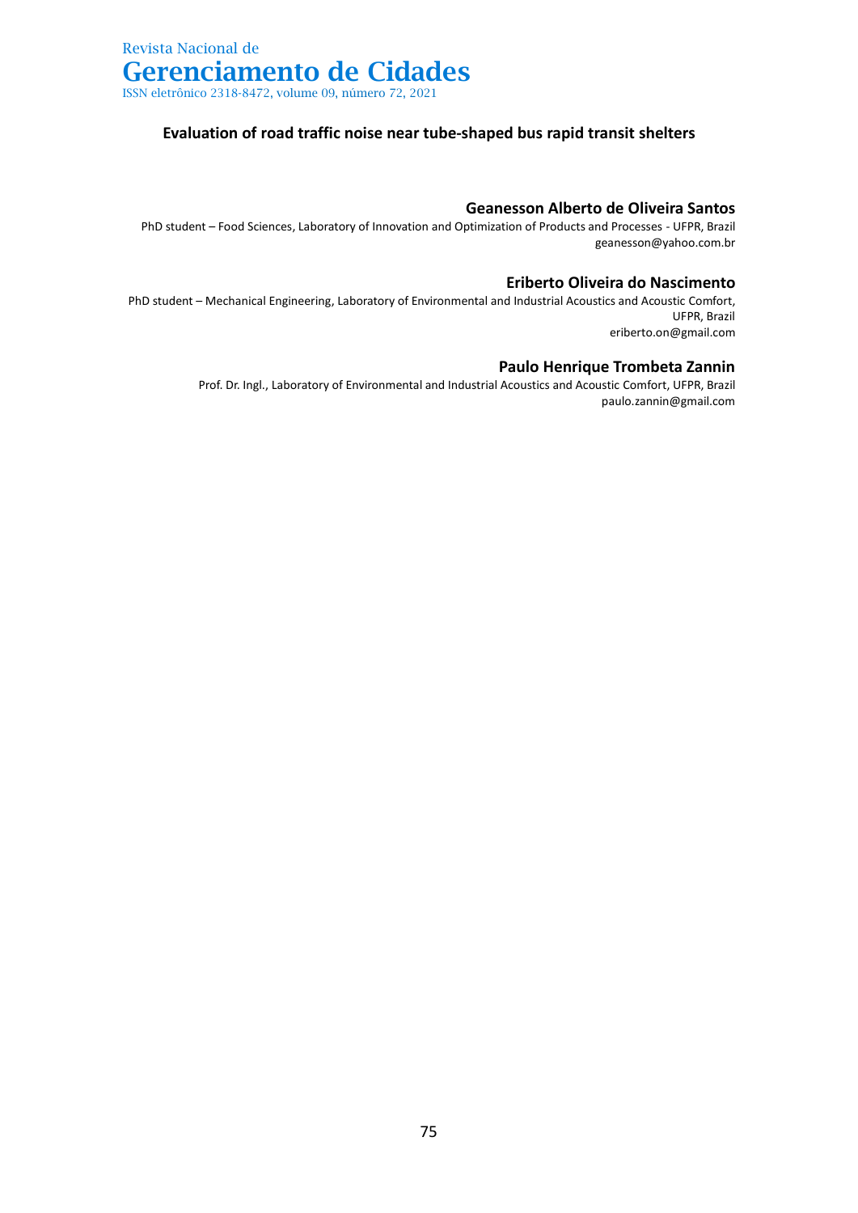# Evaluation of road traffic noise near tube-shaped bus rapid transit shelters

**Geanesson Alberto de Oliveira Santos**

PhD student – Food Sciences, Laboratory of Innovation and Optimization of Products and Processes - UFPR, Brazil
geanesson@yahoo.com.br

**Eriberto Oliveira do Nascimento**

PhD student – Mechanical Engineering, Laboratory of Environmental and Industrial Acoustics and Acoustic Comfort, UFPR, Brazil
eriberto.on@gmail.com

**Paulo Henrique Trombeta Zannin**

Prof. Dr. Ingl., Laboratory of Environmental and Industrial Acoustics and Acoustic Comfort, UFPR, Brazil
paulo.zannin@gmail.com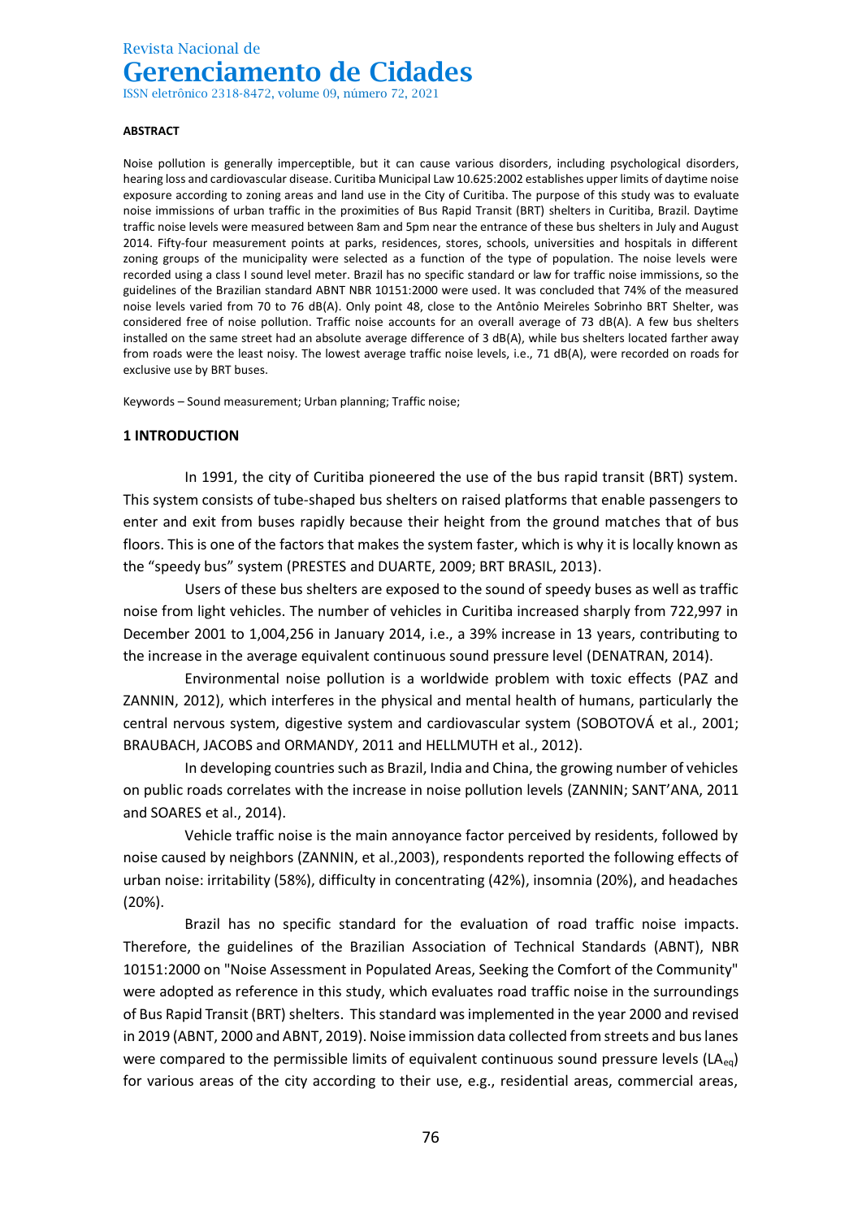**ABSTRACT**

Noise pollution is generally imperceptible, but it can cause various disorders, including psychological disorders, hearing loss and cardiovascular disease. Curitiba Municipal Law 10.625:2002 establishes upper limits of daytime noise exposure according to zoning areas and land use in the City of Curitiba. The purpose of this study was to evaluate noise immissions of urban traffic in the proximities of Bus Rapid Transit (BRT) shelters in Curitiba, Brazil. Daytime traffic noise levels were measured between 8am and 5pm near the entrance of these bus shelters in July and August 2014. Fifty-four measurement points at parks, residences, stores, schools, universities and hospitals in different zoning groups of the municipality were selected as a function of the type of population. The noise levels were recorded using a class I sound level meter. Brazil has no specific standard or law for traffic noise immissions, so the guidelines of the Brazilian standard ABNT NBR 10151:2000 were used. It was concluded that 74% of the measured noise levels varied from 70 to 76 dB(A). Only point 48, close to the Antônio Meireles Sobrinho BRT Shelter, was considered free of noise pollution. Traffic noise accounts for an overall average of 73 dB(A). A few bus shelters installed on the same street had an absolute average difference of 3 dB(A), while bus shelters located farther away from roads were the least noisy. The lowest average traffic noise levels, i.e., 71 dB(A), were recorded on roads for exclusive use by BRT buses.

Keywords – Sound measurement; Urban planning; Traffic noise;

## 1 INTRODUCTION

In 1991, the city of Curitiba pioneered the use of the bus rapid transit (BRT) system. This system consists of tube-shaped bus shelters on raised platforms that enable passengers to enter and exit from buses rapidly because their height from the ground matches that of bus floors. This is one of the factors that makes the system faster, which is why it is locally known as the "speedy bus" system (PRESTES and DUARTE, 2009; BRT BRASIL, 2013).

Users of these bus shelters are exposed to the sound of speedy buses as well as traffic noise from light vehicles. The number of vehicles in Curitiba increased sharply from 722,997 in December 2001 to 1,004,256 in January 2014, i.e., a 39% increase in 13 years, contributing to the increase in the average equivalent continuous sound pressure level (DENATRAN, 2014).

Environmental noise pollution is a worldwide problem with toxic effects (PAZ and ZANNIN, 2012), which interferes in the physical and mental health of humans, particularly the central nervous system, digestive system and cardiovascular system (SOBOTOVÁ et al., 2001; BRAUBACH, JACOBS and ORMANDY, 2011 and HELLMUTH et al., 2012).

In developing countries such as Brazil, India and China, the growing number of vehicles on public roads correlates with the increase in noise pollution levels (ZANNIN; SANT'ANA, 2011 and SOARES et al., 2014).

Vehicle traffic noise is the main annoyance factor perceived by residents, followed by noise caused by neighbors (ZANNIN, et al.,2003), respondents reported the following effects of urban noise: irritability (58%), difficulty in concentrating (42%), insomnia (20%), and headaches (20%).

Brazil has no specific standard for the evaluation of road traffic noise impacts. Therefore, the guidelines of the Brazilian Association of Technical Standards (ABNT), NBR 10151:2000 on "Noise Assessment in Populated Areas, Seeking the Comfort of the Community" were adopted as reference in this study, which evaluates road traffic noise in the surroundings of Bus Rapid Transit (BRT) shelters. This standard was implemented in the year 2000 and revised in 2019 (ABNT, 2000 and ABNT, 2019). Noise immission data collected from streets and bus lanes were compared to the permissible limits of equivalent continuous sound pressure levels ($LA_{eq}$) for various areas of the city according to their use, e.g., residential areas, commercial areas,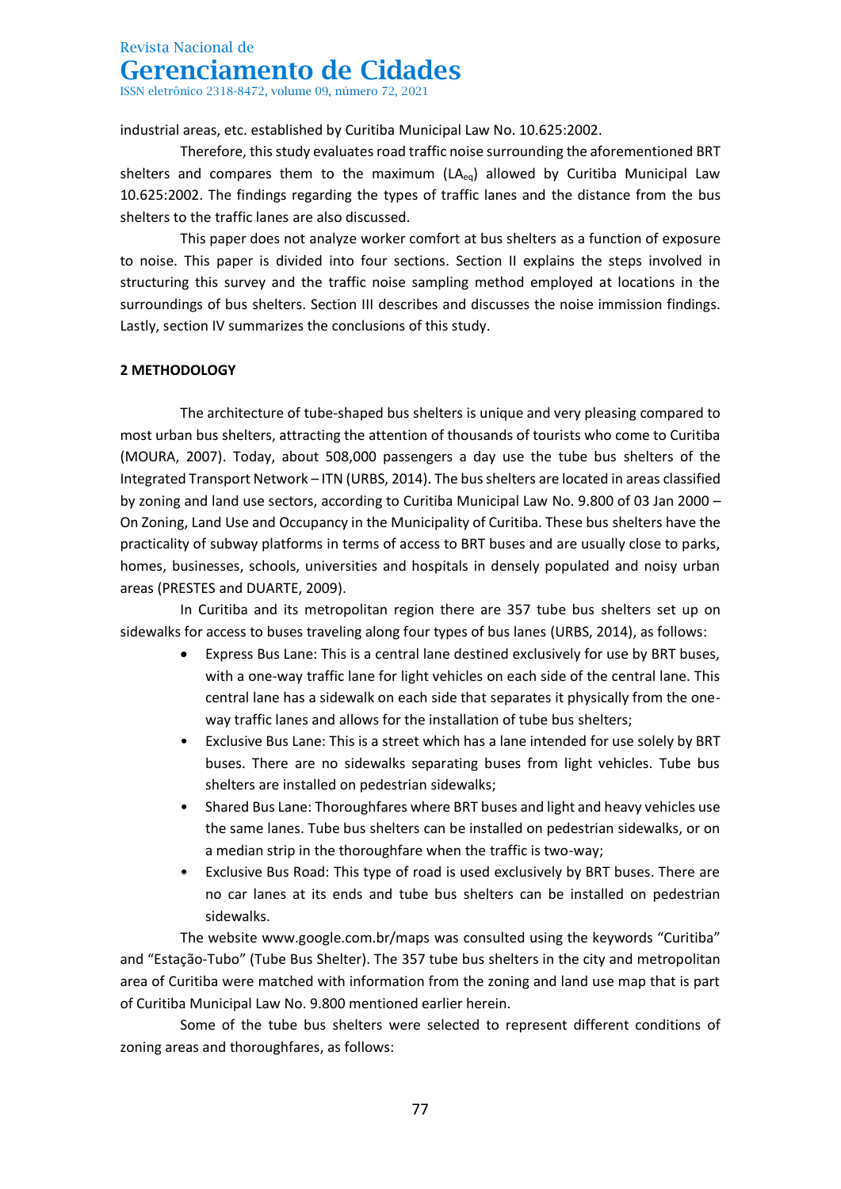industrial areas, etc. established by Curitiba Municipal Law No. 10.625:2002.

Therefore, this study evaluates road traffic noise surrounding the aforementioned BRT shelters and compares them to the maximum ($LA_{eq}$) allowed by Curitiba Municipal Law 10.625:2002. The findings regarding the types of traffic lanes and the distance from the bus shelters to the traffic lanes are also discussed.

This paper does not analyze worker comfort at bus shelters as a function of exposure to noise. This paper is divided into four sections. Section II explains the steps involved in structuring this survey and the traffic noise sampling method employed at locations in the surroundings of bus shelters. Section III describes and discusses the noise immission findings. Lastly, section IV summarizes the conclusions of this study.

## 2 METHODOLOGY

The architecture of tube-shaped bus shelters is unique and very pleasing compared to most urban bus shelters, attracting the attention of thousands of tourists who come to Curitiba (MOURA, 2007). Today, about 508,000 passengers a day use the tube bus shelters of the Integrated Transport Network – ITN (URBS, 2014). The bus shelters are located in areas classified by zoning and land use sectors, according to Curitiba Municipal Law No. 9.800 of 03 Jan 2000 – On Zoning, Land Use and Occupancy in the Municipality of Curitiba. These bus shelters have the practicality of subway platforms in terms of access to BRT buses and are usually close to parks, homes, businesses, schools, universities and hospitals in densely populated and noisy urban areas (PRESTES and DUARTE, 2009).

In Curitiba and its metropolitan region there are 357 tube bus shelters set up on sidewalks for access to buses traveling along four types of bus lanes (URBS, 2014), as follows:

- Express Bus Lane: This is a central lane destined exclusively for use by BRT buses, with a one-way traffic lane for light vehicles on each side of the central lane. This central lane has a sidewalk on each side that separates it physically from the one-way traffic lanes and allows for the installation of tube bus shelters;
- Exclusive Bus Lane: This is a street which has a lane intended for use solely by BRT buses. There are no sidewalks separating buses from light vehicles. Tube bus shelters are installed on pedestrian sidewalks;
- Shared Bus Lane: Thoroughfares where BRT buses and light and heavy vehicles use the same lanes. Tube bus shelters can be installed on pedestrian sidewalks, or on a median strip in the thoroughfare when the traffic is two-way;
- Exclusive Bus Road: This type of road is used exclusively by BRT buses. There are no car lanes at its ends and tube bus shelters can be installed on pedestrian sidewalks.

The website www.google.com.br/maps was consulted using the keywords "Curitiba" and "Estação-Tubo" (Tube Bus Shelter). The 357 tube bus shelters in the city and metropolitan area of Curitiba were matched with information from the zoning and land use map that is part of Curitiba Municipal Law No. 9.800 mentioned earlier herein.

Some of the tube bus shelters were selected to represent different conditions of zoning areas and thoroughfares, as follows: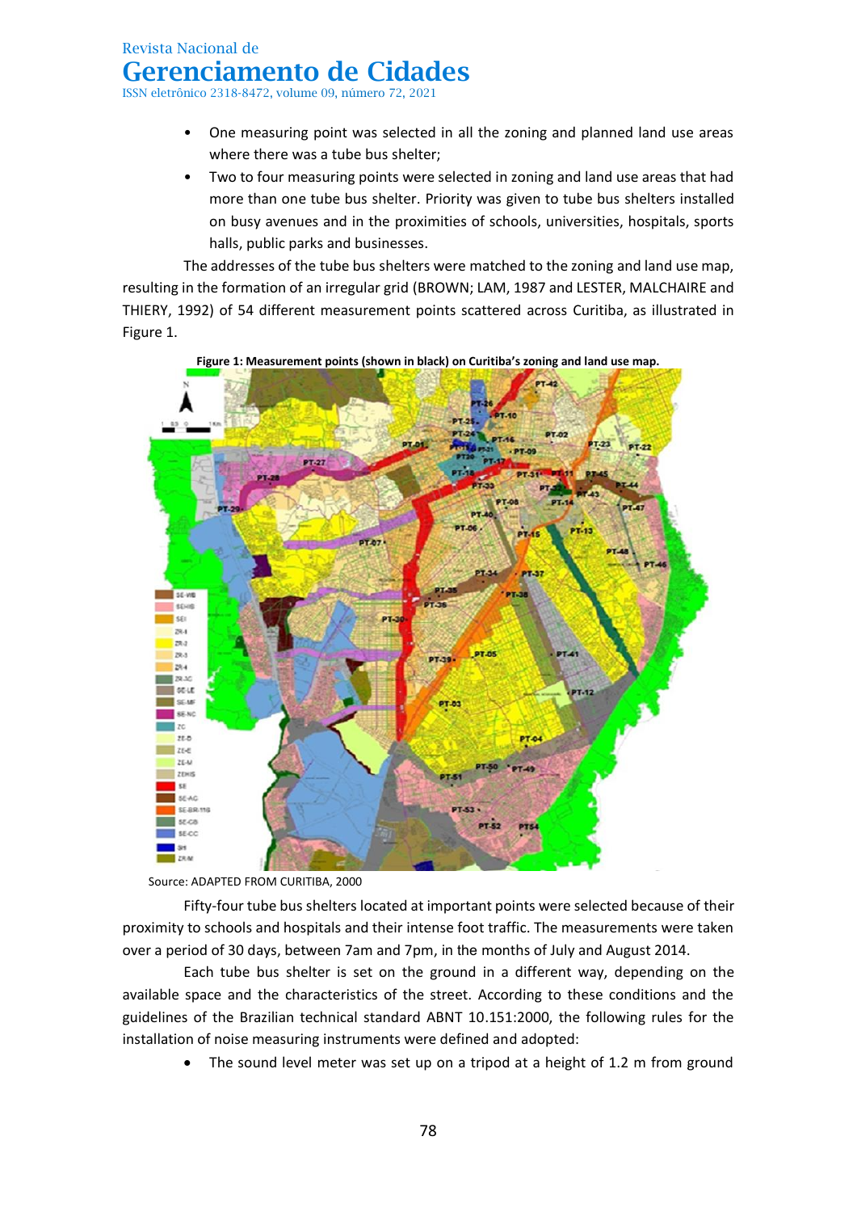- One measuring point was selected in all the zoning and planned land use areas where there was a tube bus shelter;
- Two to four measuring points were selected in zoning and land use areas that had more than one tube bus shelter. Priority was given to tube bus shelters installed on busy avenues and in the proximities of schools, universities, hospitals, sports halls, public parks and businesses.

The addresses of the tube bus shelters were matched to the zoning and land use map, resulting in the formation of an irregular grid (BROWN; LAM, 1987 and LESTER, MALCHAIRE and THIERY, 1992) of 54 different measurement points scattered across Curitiba, as illustrated in Figure 1.

**Figure 1: Measurement points (shown in black) on Curitiba's zoning and land use map.**

Source: ADAPTED FROM CURITIBA, 2000

Fifty-four tube bus shelters located at important points were selected because of their proximity to schools and hospitals and their intense foot traffic. The measurements were taken over a period of 30 days, between 7am and 7pm, in the months of July and August 2014.

Each tube bus shelter is set on the ground in a different way, depending on the available space and the characteristics of the street. According to these conditions and the guidelines of the Brazilian technical standard ABNT 10.151:2000, the following rules for the installation of noise measuring instruments were defined and adopted:

- The sound level meter was set up on a tripod at a height of 1.2 m from ground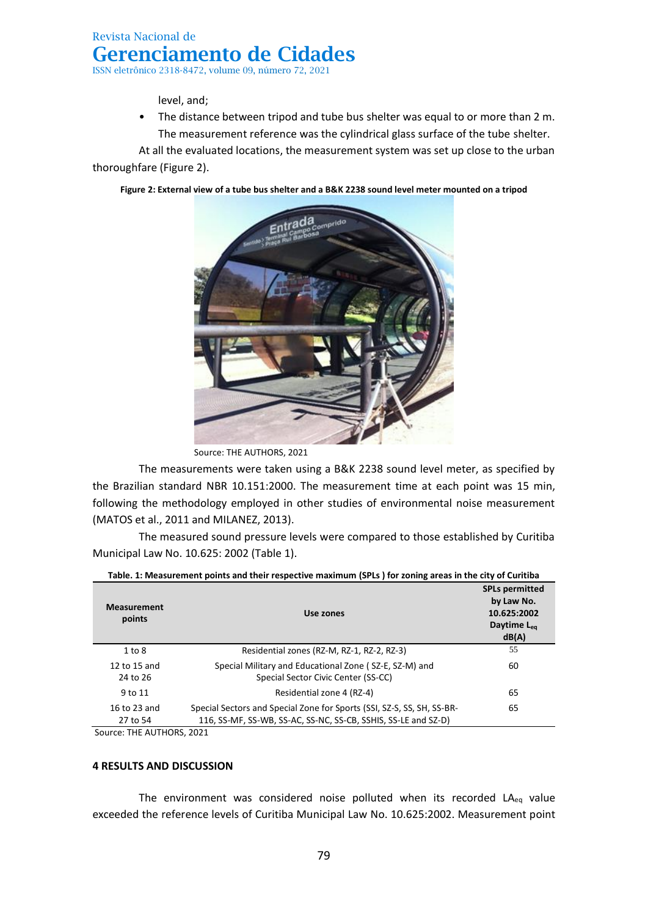level, and;

- The distance between tripod and tube bus shelter was equal to or more than 2 m. The measurement reference was the cylindrical glass surface of the tube shelter.

At all the evaluated locations, the measurement system was set up close to the urban thoroughfare (Figure 2).

**Figure 2: External view of a tube bus shelter and a B&K 2238 sound level meter mounted on a tripod**

Source: THE AUTHORS, 2021

The measurements were taken using a B&K 2238 sound level meter, as specified by the Brazilian standard NBR 10.151:2000. The measurement time at each point was 15 min, following the methodology employed in other studies of environmental noise measurement (MATOS et al., 2011 and MILANEZ, 2013).

The measured sound pressure levels were compared to those established by Curitiba Municipal Law No. 10.625: 2002 (Table 1).

**Table. 1: Measurement points and their respective maximum (SPLs ) for zoning areas in the city of Curitiba**

| Measurement points | Use zones | SPLs permitted by Law No. 10.625:2002 Daytime $L_{eq}$ dB(A) |
|---|---|---|
| 1 to 8 | Residential zones (RZ-M, RZ-1, RZ-2, RZ-3) | 55 |
| 12 to 15 and 24 to 26 | Special Military and Educational Zone ( SZ-E, SZ-M) and Special Sector Civic Center (SS-CC) | 60 |
| 9 to 11 | Residential zone 4 (RZ-4) | 65 |
| 16 to 23 and 27 to 54 | Special Sectors and Special Zone for Sports (SSI, SZ-S, SS, SH, SS-BR-116, SS-MF, SS-WB, SS-AC, SS-NC, SS-CB, SSHIS, SS-LE and SZ-D) | 65 |

Source: THE AUTHORS, 2021

## 4 RESULTS AND DISCUSSION

The environment was considered noise polluted when its recorded $LA_{eq}$ value exceeded the reference levels of Curitiba Municipal Law No. 10.625:2002. Measurement point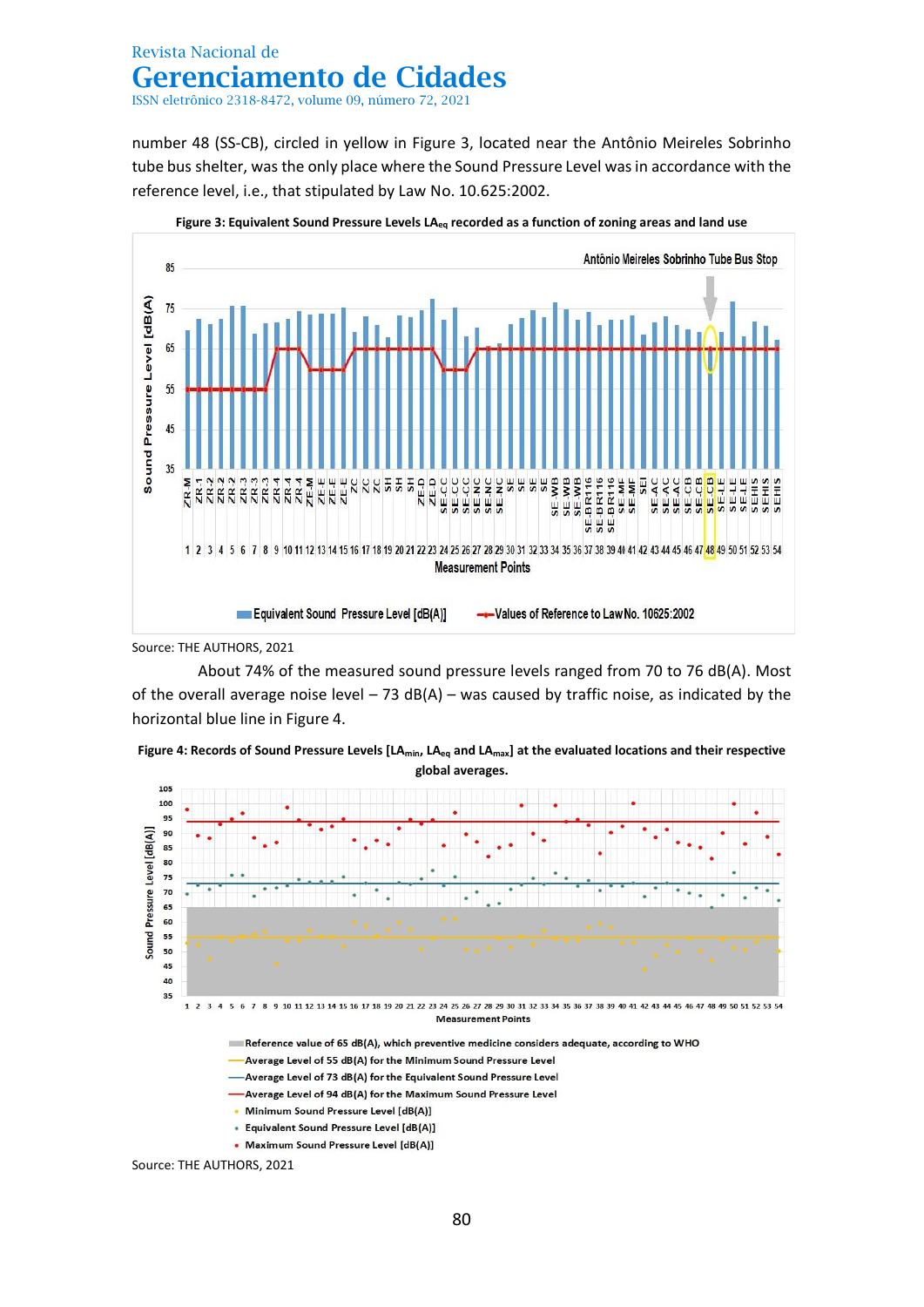number 48 (SS-CB), circled in yellow in Figure 3, located near the Antônio Meireles Sobrinho tube bus shelter, was the only place where the Sound Pressure Level was in accordance with the reference level, i.e., that stipulated by Law No. 10.625:2002.

**Figure 3: Equivalent Sound Pressure Levels $LA_{eq}$ recorded as a function of zoning areas and land use**

Source: THE AUTHORS, 2021

About 74% of the measured sound pressure levels ranged from 70 to 76 dB(A). Most of the overall average noise level – 73 dB(A) – was caused by traffic noise, as indicated by the horizontal blue line in Figure 4.

**Figure 4: Records of Sound Pressure Levels [$LA_{min}$, $LA_{eq}$ and $LA_{max}$] at the evaluated locations and their respective global averages.**

Source: THE AUTHORS, 2021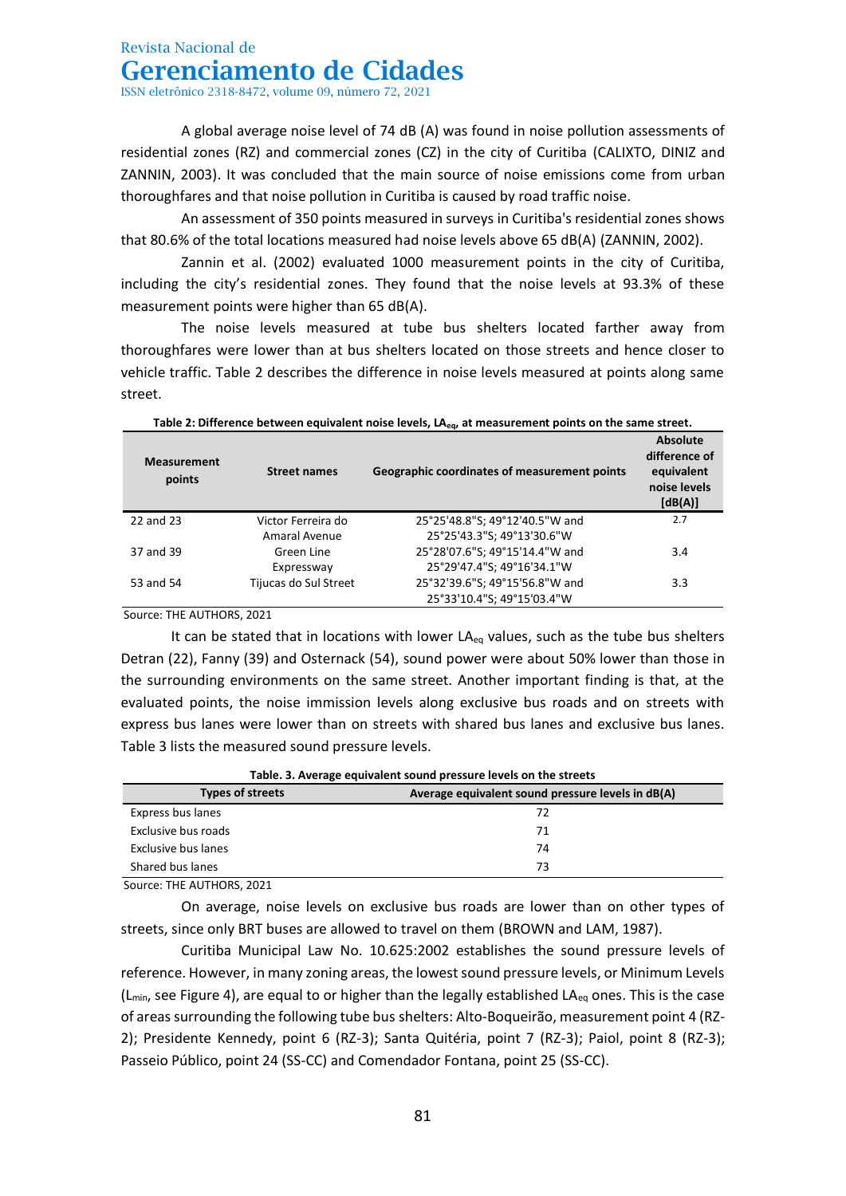A global average noise level of 74 dB (A) was found in noise pollution assessments of residential zones (RZ) and commercial zones (CZ) in the city of Curitiba (CALIXTO, DINIZ and ZANNIN, 2003). It was concluded that the main source of noise emissions come from urban thoroughfares and that noise pollution in Curitiba is caused by road traffic noise.

An assessment of 350 points measured in surveys in Curitiba's residential zones shows that 80.6% of the total locations measured had noise levels above 65 dB(A) (ZANNIN, 2002).

Zannin et al. (2002) evaluated 1000 measurement points in the city of Curitiba, including the city's residential zones. They found that the noise levels at 93.3% of these measurement points were higher than 65 dB(A).

The noise levels measured at tube bus shelters located farther away from thoroughfares were lower than at bus shelters located on those streets and hence closer to vehicle traffic. Table 2 describes the difference in noise levels measured at points along same street.

**Table 2: Difference between equivalent noise levels, $LA_{eq}$, at measurement points on the same street.**

| Measurement points | Street names | Geographic coordinates of measurement points | Absolute difference of equivalent noise levels [dB(A)] |
|---|---|---|---|
| 22 and 23 | Victor Ferreira do Amaral Avenue | 25°25'48.8"S; 49°12'40.5"W and 25°25'43.3"S; 49°13'30.6"W | 2.7 |
| 37 and 39 | Green Line Expressway | 25°28'07.6"S; 49°15'14.4"W and 25°29'47.4"S; 49°16'34.1"W | 3.4 |
| 53 and 54 | Tijucas do Sul Street | 25°32'39.6"S; 49°15'56.8"W and 25°33'10.4"S; 49°15'03.4"W | 3.3 |

Source: THE AUTHORS, 2021

It can be stated that in locations with lower $LA_{eq}$ values, such as the tube bus shelters Detran (22), Fanny (39) and Osternack (54), sound power were about 50% lower than those in the surrounding environments on the same street. Another important finding is that, at the evaluated points, the noise immission levels along exclusive bus roads and on streets with express bus lanes were lower than on streets with shared bus lanes and exclusive bus lanes. Table 3 lists the measured sound pressure levels.

**Table. 3. Average equivalent sound pressure levels on the streets**

| Types of streets | Average equivalent sound pressure levels in dB(A) |
|---|---|
| Express bus lanes | 72 |
| Exclusive bus roads | 71 |
| Exclusive bus lanes | 74 |
| Shared bus lanes | 73 |

Source: THE AUTHORS, 2021

On average, noise levels on exclusive bus roads are lower than on other types of streets, since only BRT buses are allowed to travel on them (BROWN and LAM, 1987).

Curitiba Municipal Law No. 10.625:2002 establishes the sound pressure levels of reference. However, in many zoning areas, the lowest sound pressure levels, or Minimum Levels ($L_{min}$, see Figure 4), are equal to or higher than the legally established $LA_{eq}$ ones. This is the case of areas surrounding the following tube bus shelters: Alto-Boqueirão, measurement point 4 (RZ-2); Presidente Kennedy, point 6 (RZ-3); Santa Quitéria, point 7 (RZ-3); Paiol, point 8 (RZ-3); Passeio Público, point 24 (SS-CC) and Comendador Fontana, point 25 (SS-CC).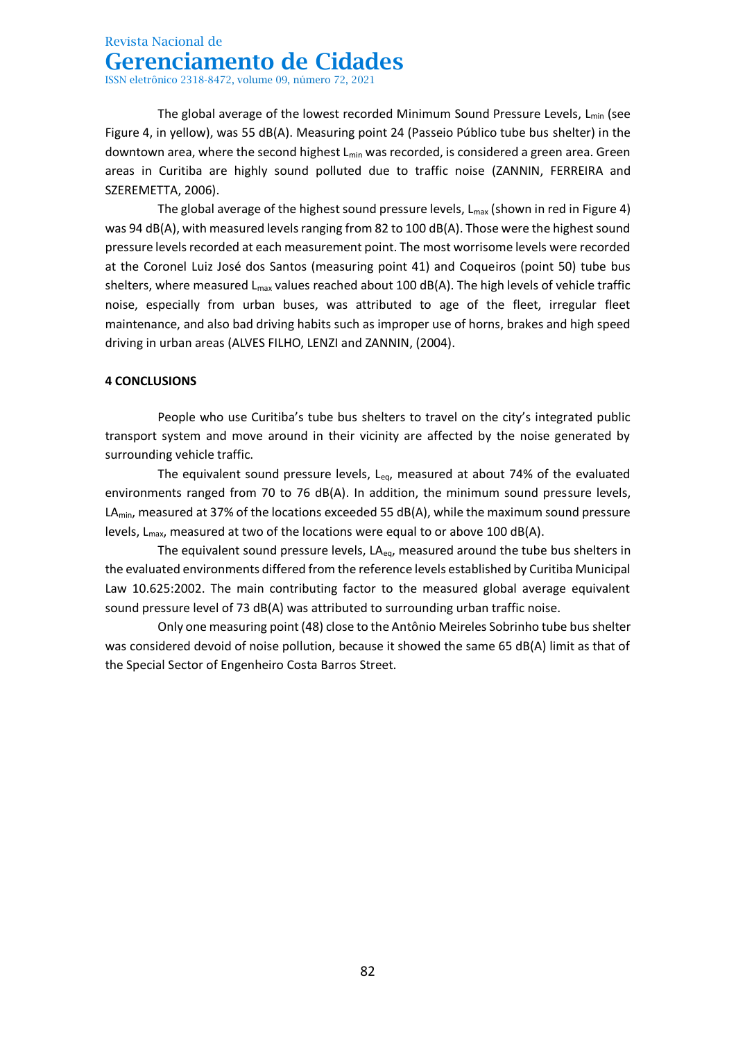The global average of the lowest recorded Minimum Sound Pressure Levels, $L_{min}$ (see Figure 4, in yellow), was 55 dB(A). Measuring point 24 (Passeio Público tube bus shelter) in the downtown area, where the second highest $L_{min}$ was recorded, is considered a green area. Green areas in Curitiba are highly sound polluted due to traffic noise (ZANNIN, FERREIRA and SZEREMETTA, 2006).

The global average of the highest sound pressure levels, $L_{max}$ (shown in red in Figure 4) was 94 dB(A), with measured levels ranging from 82 to 100 dB(A). Those were the highest sound pressure levels recorded at each measurement point. The most worrisome levels were recorded at the Coronel Luiz José dos Santos (measuring point 41) and Coqueiros (point 50) tube bus shelters, where measured $L_{max}$ values reached about 100 dB(A). The high levels of vehicle traffic noise, especially from urban buses, was attributed to age of the fleet, irregular fleet maintenance, and also bad driving habits such as improper use of horns, brakes and high speed driving in urban areas (ALVES FILHO, LENZI and ZANNIN, (2004).

## 4 CONCLUSIONS

People who use Curitiba's tube bus shelters to travel on the city's integrated public transport system and move around in their vicinity are affected by the noise generated by surrounding vehicle traffic.

The equivalent sound pressure levels, $L_{eq}$, measured at about 74% of the evaluated environments ranged from 70 to 76 dB(A). In addition, the minimum sound pressure levels, $LA_{min}$, measured at 37% of the locations exceeded 55 dB(A), while the maximum sound pressure levels, $L_{max}$, measured at two of the locations were equal to or above 100 dB(A).

The equivalent sound pressure levels, $LA_{eq}$, measured around the tube bus shelters in the evaluated environments differed from the reference levels established by Curitiba Municipal Law 10.625:2002. The main contributing factor to the measured global average equivalent sound pressure level of 73 dB(A) was attributed to surrounding urban traffic noise.

Only one measuring point (48) close to the Antônio Meireles Sobrinho tube bus shelter was considered devoid of noise pollution, because it showed the same 65 dB(A) limit as that of the Special Sector of Engenheiro Costa Barros Street.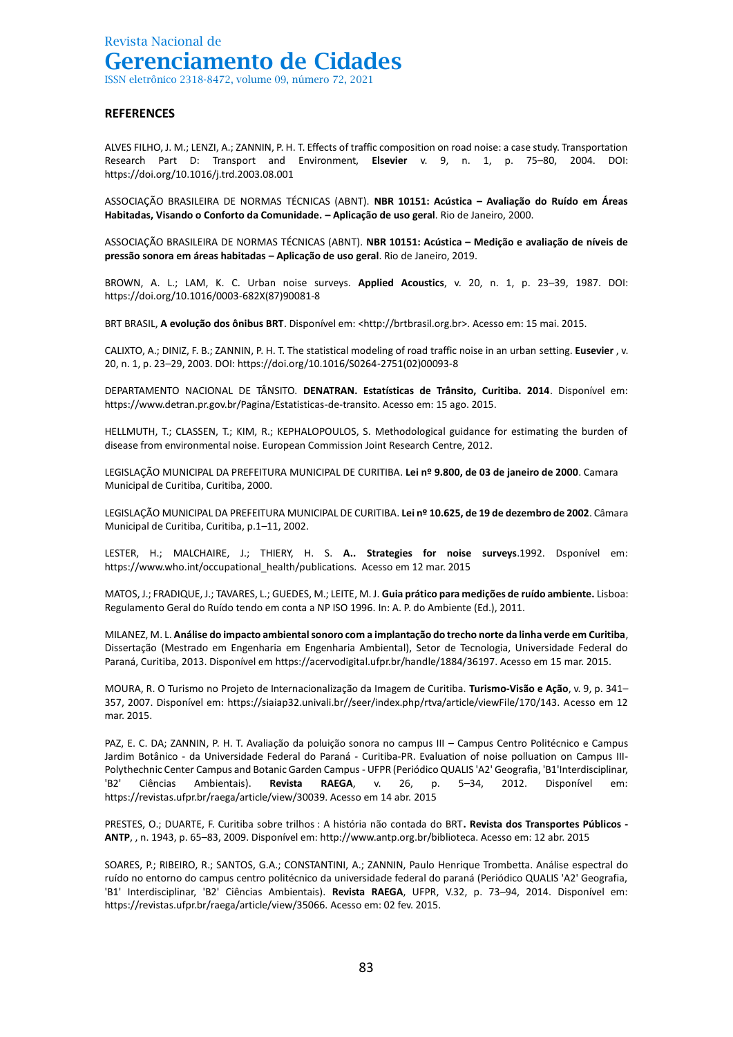## REFERENCES

ALVES FILHO, J. M.; LENZI, A.; ZANNIN, P. H. T. Effects of traffic composition on road noise: a case study. Transportation Research Part D: Transport and Environment, **Elsevier** v. 9, n. 1, p. 75–80, 2004. DOI: https://doi.org/10.1016/j.trd.2003.08.001

ASSOCIAÇÃO BRASILEIRA DE NORMAS TÉCNICAS (ABNT). **NBR 10151: Acústica – Avaliação do Ruído em Áreas Habitadas, Visando o Conforto da Comunidade. – Aplicação de uso geral**. Rio de Janeiro, 2000.

ASSOCIAÇÃO BRASILEIRA DE NORMAS TÉCNICAS (ABNT). **NBR 10151: Acústica – Medição e avaliação de níveis de pressão sonora em áreas habitadas – Aplicação de uso geral**. Rio de Janeiro, 2019.

BROWN, A. L.; LAM, K. C. Urban noise surveys. **Applied Acoustics**, v. 20, n. 1, p. 23–39, 1987. DOI: https://doi.org/10.1016/0003-682X(87)90081-8

BRT BRASIL, **A evolução dos ônibus BRT**. Disponível em: <http://brtbrasil.org.br>. Acesso em: 15 mai. 2015.

CALIXTO, A.; DINIZ, F. B.; ZANNIN, P. H. T. The statistical modeling of road traffic noise in an urban setting. **Eusevier** , v. 20, n. 1, p. 23–29, 2003. DOI: https://doi.org/10.1016/S0264-2751(02)00093-8

DEPARTAMENTO NACIONAL DE TÂNSITO. **DENATRAN. Estatísticas de Trânsito, Curitiba. 2014**. Disponível em: https://www.detran.pr.gov.br/Pagina/Estatisticas-de-transito. Acesso em: 15 ago. 2015.

HELLMUTH, T.; CLASSEN, T.; KIM, R.; KEPHALOPOULOS, S. Methodological guidance for estimating the burden of disease from environmental noise. European Commission Joint Research Centre, 2012.

LEGISLAÇÃO MUNICIPAL DA PREFEITURA MUNICIPAL DE CURITIBA. **Lei nº 9.800, de 03 de janeiro de 2000**. Camara Municipal de Curitiba, Curitiba, 2000.

LEGISLAÇÃO MUNICIPAL DA PREFEITURA MUNICIPAL DE CURITIBA. **Lei nº 10.625, de 19 de dezembro de 2002**. Câmara Municipal de Curitiba, Curitiba, p.1–11, 2002.

LESTER, H.; MALCHAIRE, J.; THIERY, H. S. **A.. Strategies for noise surveys**.1992. Dsponível em: https://www.who.int/occupational_health/publications. Acesso em 12 mar. 2015

MATOS, J.; FRADIQUE, J.; TAVARES, L.; GUEDES, M.; LEITE, M. J. **Guia prático para medições de ruído ambiente.** Lisboa: Regulamento Geral do Ruído tendo em conta a NP ISO 1996. In: A. P. do Ambiente (Ed.), 2011.

MILANEZ, M. L. **Análise do impacto ambiental sonoro com a implantação do trecho norte da linha verde em Curitiba**, Dissertação (Mestrado em Engenharia em Engenharia Ambiental), Setor de Tecnologia, Universidade Federal do Paraná, Curitiba, 2013. Disponível em https://acervodigital.ufpr.br/handle/1884/36197. Acesso em 15 mar. 2015.

MOURA, R. O Turismo no Projeto de Internacionalização da Imagem de Curitiba. **Turismo-Visão e Ação**, v. 9, p. 341–357, 2007. Disponível em: https://siaiap32.univali.br//seer/index.php/rtva/article/viewFile/170/143. Acesso em 12 mar. 2015.

PAZ, E. C. DA; ZANNIN, P. H. T. Avaliação da poluição sonora no campus III – Campus Centro Politécnico e Campus Jardim Botânico - da Universidade Federal do Paraná - Curitiba-PR. Evaluation of noise pollution on Campus III-Polythechnic Center Campus and Botanic Garden Campus - UFPR (Periódico QUALIS 'A2' Geografia, 'B1'Interdisciplinar, 'B2' Ciências Ambientais). **Revista RAEGA**, v. 26, p. 5–34, 2012. Disponível em: https://revistas.ufpr.br/raega/article/view/30039. Acesso em 14 abr. 2015

PRESTES, O.; DUARTE, F. Curitiba sobre trilhos : A história não contada do BRT**. Revista dos Transportes Públicos - ANTP**, , n. 1943, p. 65–83, 2009. Disponível em: http://www.antp.org.br/biblioteca. Acesso em: 12 abr. 2015

SOARES, P.; RIBEIRO, R.; SANTOS, G.A.; CONSTANTINI, A.; ZANNIN, Paulo Henrique Trombetta. Análise espectral do ruído no entorno do campus centro politécnico da universidade federal do paraná (Periódico QUALIS 'A2' Geografia, 'B1' Interdisciplinar, 'B2' Ciências Ambientais). **Revista RAEGA**, UFPR, V.32, p. 73–94, 2014. Disponível em: https://revistas.ufpr.br/raega/article/view/35066. Acesso em: 02 fev. 2015.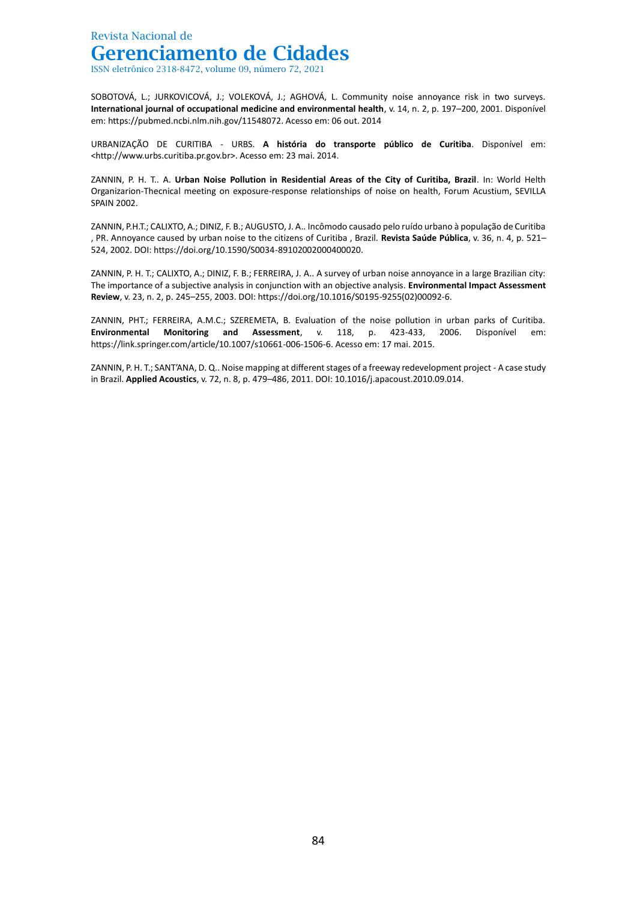SOBOTOVÁ, L.; JURKOVICOVÁ, J.; VOLEKOVÁ, J.; AGHOVÁ, L. Community noise annoyance risk in two surveys. **International journal of occupational medicine and environmental health**, v. 14, n. 2, p. 197–200, 2001. Disponível em: https://pubmed.ncbi.nlm.nih.gov/11548072. Acesso em: 06 out. 2014

URBANIZAÇÃO DE CURITIBA - URBS. **A história do transporte público de Curitiba**. Disponível em: <http://www.urbs.curitiba.pr.gov.br>. Acesso em: 23 mai. 2014.

ZANNIN, P. H. T.. A. **Urban Noise Pollution in Residential Areas of the City of Curitiba, Brazil**. In: World Helth Organizarion-Thecnical meeting on exposure-response relationships of noise on health, Forum Acustium, SEVILLA SPAIN 2002.

ZANNIN, P.H.T.; CALIXTO, A.; DINIZ, F. B.; AUGUSTO, J. A.. Incômodo causado pelo ruído urbano à população de Curitiba , PR. Annoyance caused by urban noise to the citizens of Curitiba , Brazil. **Revista Saúde Pública**, v. 36, n. 4, p. 521–524, 2002. DOI: https://doi.org/10.1590/S0034-89102002000400020.

ZANNIN, P. H. T.; CALIXTO, A.; DINIZ, F. B.; FERREIRA, J. A.. A survey of urban noise annoyance in a large Brazilian city: The importance of a subjective analysis in conjunction with an objective analysis. **Environmental Impact Assessment Review**, v. 23, n. 2, p. 245–255, 2003. DOI: https://doi.org/10.1016/S0195-9255(02)00092-6.

ZANNIN, PHT.; FERREIRA, A.M.C.; SZEREMETA, B. Evaluation of the noise pollution in urban parks of Curitiba. **Environmental Monitoring and Assessment**, v. 118, p. 423-433, 2006. Disponível em: https://link.springer.com/article/10.1007/s10661-006-1506-6. Acesso em: 17 mai. 2015.

ZANNIN, P. H. T.; SANT'ANA, D. Q.. Noise mapping at different stages of a freeway redevelopment project - A case study in Brazil. **Applied Acoustics**, v. 72, n. 8, p. 479–486, 2011. DOI: 10.1016/j.apacoust.2010.09.014.